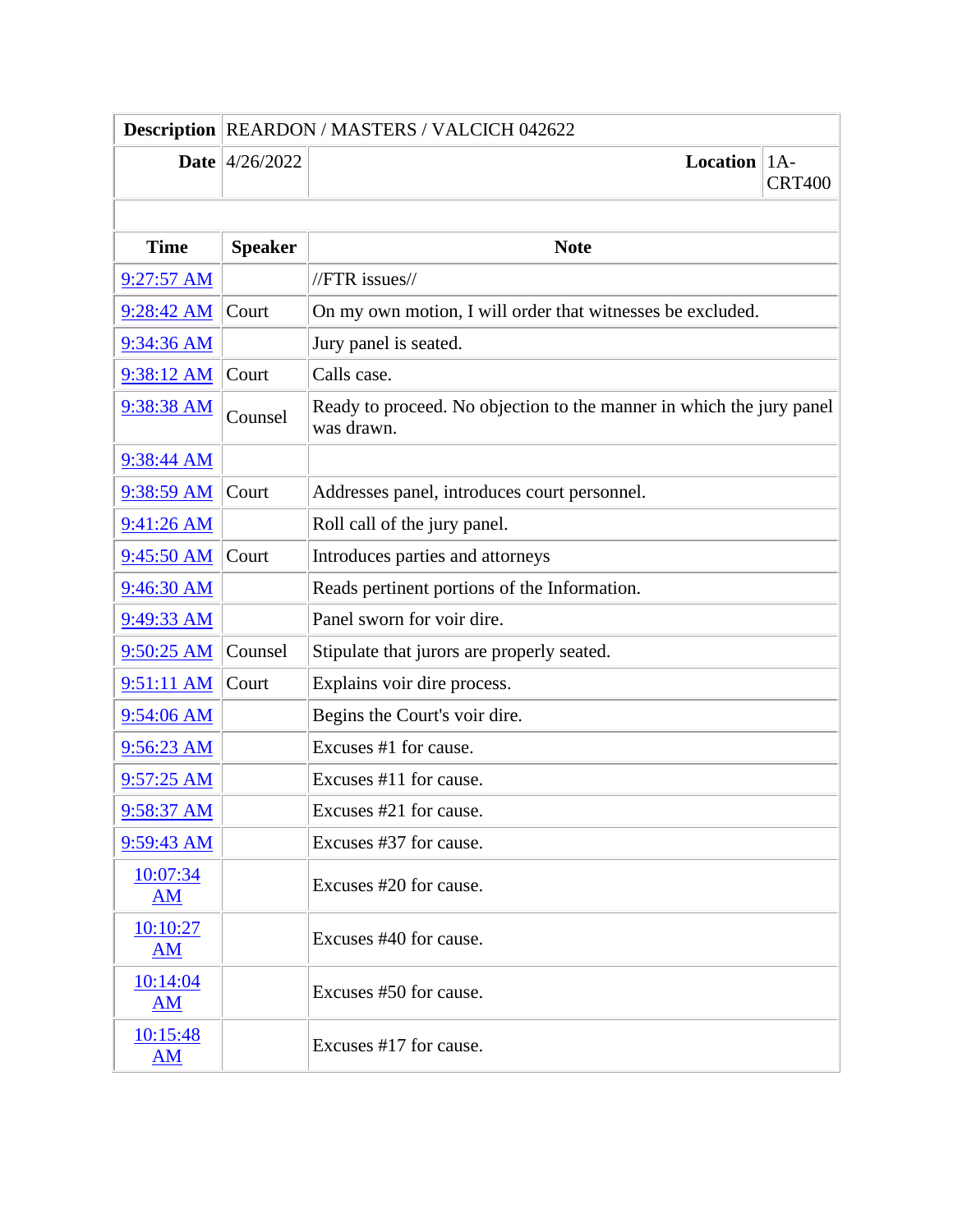| Description | REARDON / MASTERS / VALCICH 042622 | | |
|---|---|---|---|
| Date | 4/26/2022 | Location | 1A-CRT400 |

| Time | Speaker | Note |
|---|---|---|
| 9:27:57 AM | | //FTR issues// |
| 9:28:42 AM | Court | On my own motion, I will order that witnesses be excluded. |
| 9:34:36 AM | | Jury panel is seated. |
| 9:38:12 AM | Court | Calls case. |
| 9:38:38 AM | Counsel | Ready to proceed. No objection to the manner in which the jury panel was drawn. |
| 9:38:44 AM | | |
| 9:38:59 AM | Court | Addresses panel, introduces court personnel. |
| 9:41:26 AM | | Roll call of the jury panel. |
| 9:45:50 AM | Court | Introduces parties and attorneys |
| 9:46:30 AM | | Reads pertinent portions of the Information. |
| 9:49:33 AM | | Panel sworn for voir dire. |
| 9:50:25 AM | Counsel | Stipulate that jurors are properly seated. |
| 9:51:11 AM | Court | Explains voir dire process. |
| 9:54:06 AM | | Begins the Court's voir dire. |
| 9:56:23 AM | | Excuses #1 for cause. |
| 9:57:25 AM | | Excuses #11 for cause. |
| 9:58:37 AM | | Excuses #21 for cause. |
| 9:59:43 AM | | Excuses #37 for cause. |
| 10:07:34 AM | | Excuses #20 for cause. |
| 10:10:27 AM | | Excuses #40 for cause. |
| 10:14:04 AM | | Excuses #50 for cause. |
| 10:15:48 AM | | Excuses #17 for cause. |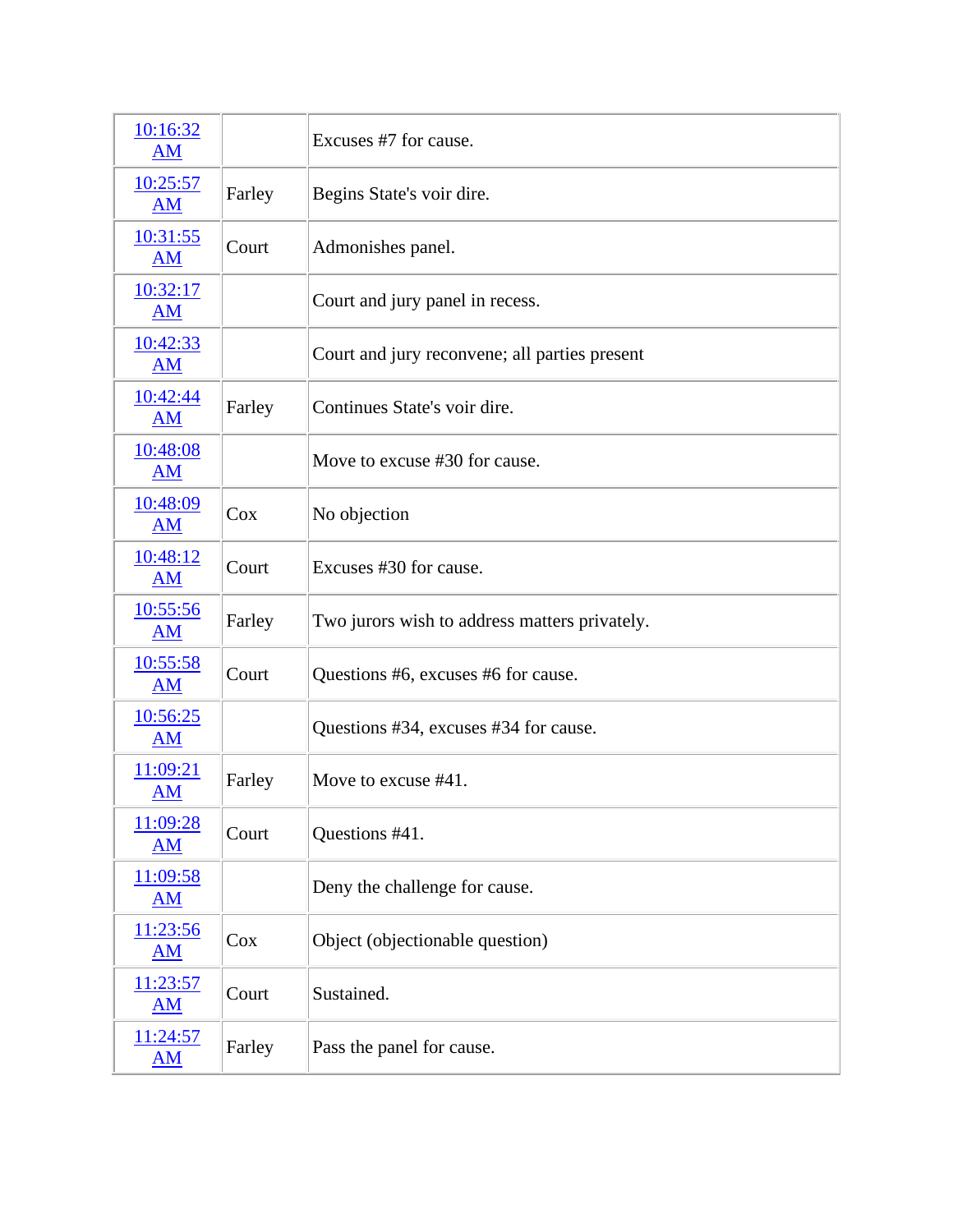| | | |
|---|---|---|
| 10:16:32 AM | | Excuses #7 for cause. |
| 10:25:57 AM | Farley | Begins State's voir dire. |
| 10:31:55 AM | Court | Admonishes panel. |
| 10:32:17 AM | | Court and jury panel in recess. |
| 10:42:33 AM | | Court and jury reconvene; all parties present |
| 10:42:44 AM | Farley | Continues State's voir dire. |
| 10:48:08 AM | | Move to excuse #30 for cause. |
| 10:48:09 AM | Cox | No objection |
| 10:48:12 AM | Court | Excuses #30 for cause. |
| 10:55:56 AM | Farley | Two jurors wish to address matters privately. |
| 10:55:58 AM | Court | Questions #6, excuses #6 for cause. |
| 10:56:25 AM | | Questions #34, excuses #34 for cause. |
| 11:09:21 AM | Farley | Move to excuse #41. |
| 11:09:28 AM | Court | Questions #41. |
| 11:09:58 AM | | Deny the challenge for cause. |
| 11:23:56 AM | Cox | Object (objectionable question) |
| 11:23:57 AM | Court | Sustained. |
| 11:24:57 AM | Farley | Pass the panel for cause. |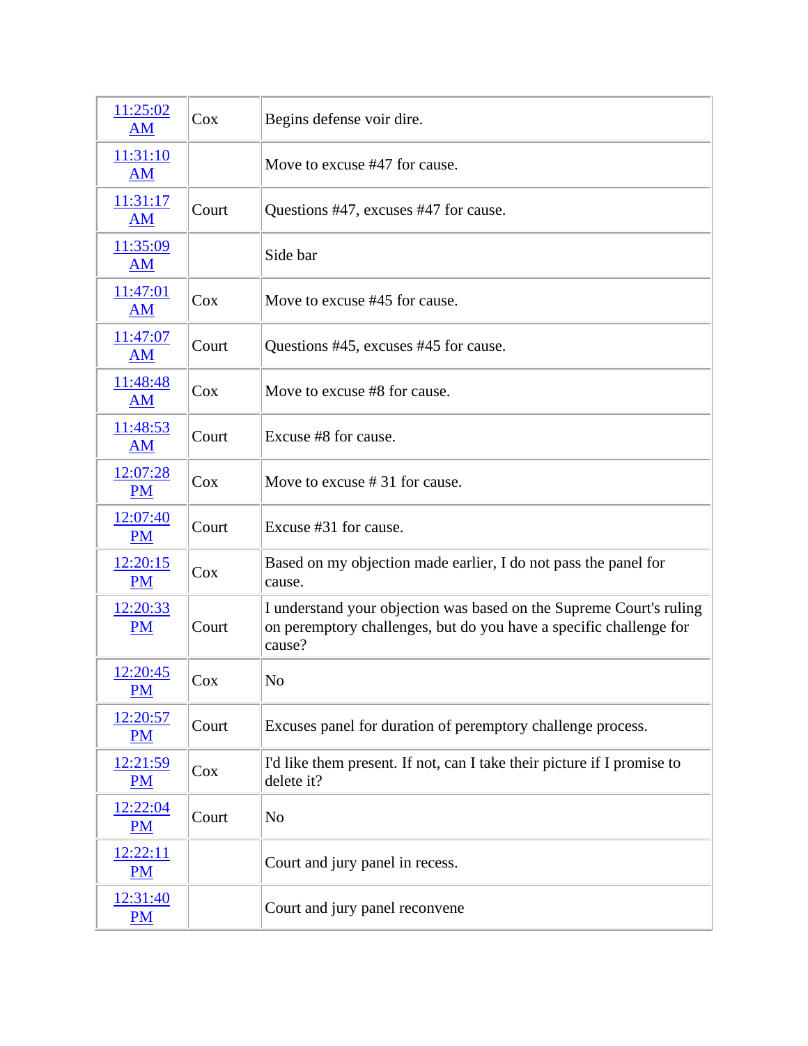| | | |
|---|---|---|
| 11:25:02 AM | Cox | Begins defense voir dire. |
| 11:31:10 AM | | Move to excuse #47 for cause. |
| 11:31:17 AM | Court | Questions #47, excuses #47 for cause. |
| 11:35:09 AM | | Side bar |
| 11:47:01 AM | Cox | Move to excuse #45 for cause. |
| 11:47:07 AM | Court | Questions #45, excuses #45 for cause. |
| 11:48:48 AM | Cox | Move to excuse #8 for cause. |
| 11:48:53 AM | Court | Excuse #8 for cause. |
| 12:07:28 PM | Cox | Move to excuse # 31 for cause. |
| 12:07:40 PM | Court | Excuse #31 for cause. |
| 12:20:15 PM | Cox | Based on my objection made earlier, I do not pass the panel for cause. |
| 12:20:33 PM | Court | I understand your objection was based on the Supreme Court's ruling on peremptory challenges, but do you have a specific challenge for cause? |
| 12:20:45 PM | Cox | No |
| 12:20:57 PM | Court | Excuses panel for duration of peremptory challenge process. |
| 12:21:59 PM | Cox | I'd like them present. If not, can I take their picture if I promise to delete it? |
| 12:22:04 PM | Court | No |
| 12:22:11 PM | | Court and jury panel in recess. |
| 12:31:40 PM | | Court and jury panel reconvene |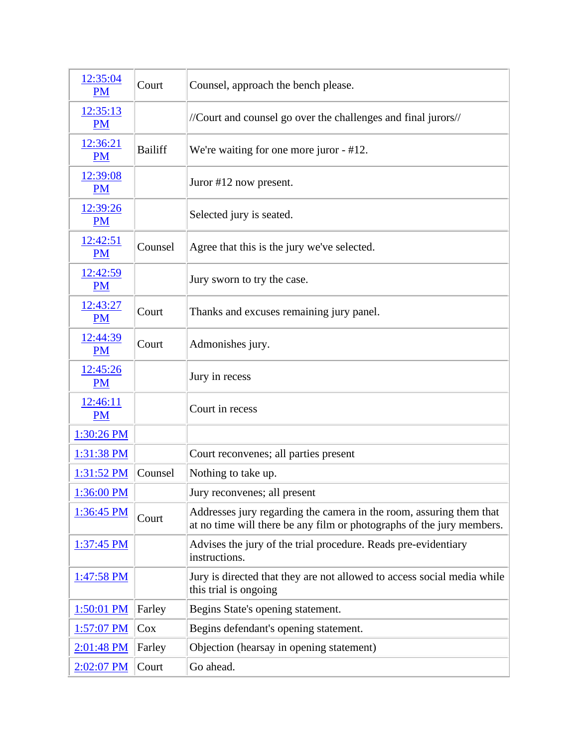| | | |
|---|---|---|
| 12:35:04 PM | Court | Counsel, approach the bench please. |
| 12:35:13 PM | | //Court and counsel go over the challenges and final jurors// |
| 12:36:21 PM | Bailiff | We're waiting for one more juror - #12. |
| 12:39:08 PM | | Juror #12 now present. |
| 12:39:26 PM | | Selected jury is seated. |
| 12:42:51 PM | Counsel | Agree that this is the jury we've selected. |
| 12:42:59 PM | | Jury sworn to try the case. |
| 12:43:27 PM | Court | Thanks and excuses remaining jury panel. |
| 12:44:39 PM | Court | Admonishes jury. |
| 12:45:26 PM | | Jury in recess |
| 12:46:11 PM | | Court in recess |
| 1:30:26 PM | | |
| 1:31:38 PM | | Court reconvenes; all parties present |
| 1:31:52 PM | Counsel | Nothing to take up. |
| 1:36:00 PM | | Jury reconvenes; all present |
| 1:36:45 PM | Court | Addresses jury regarding the camera in the room, assuring them that at no time will there be any film or photographs of the jury members. |
| 1:37:45 PM | | Advises the jury of the trial procedure. Reads pre-evidentiary instructions. |
| 1:47:58 PM | | Jury is directed that they are not allowed to access social media while this trial is ongoing |
| 1:50:01 PM | Farley | Begins State's opening statement. |
| 1:57:07 PM | Cox | Begins defendant's opening statement. |
| 2:01:48 PM | Farley | Objection (hearsay in opening statement) |
| 2:02:07 PM | Court | Go ahead. |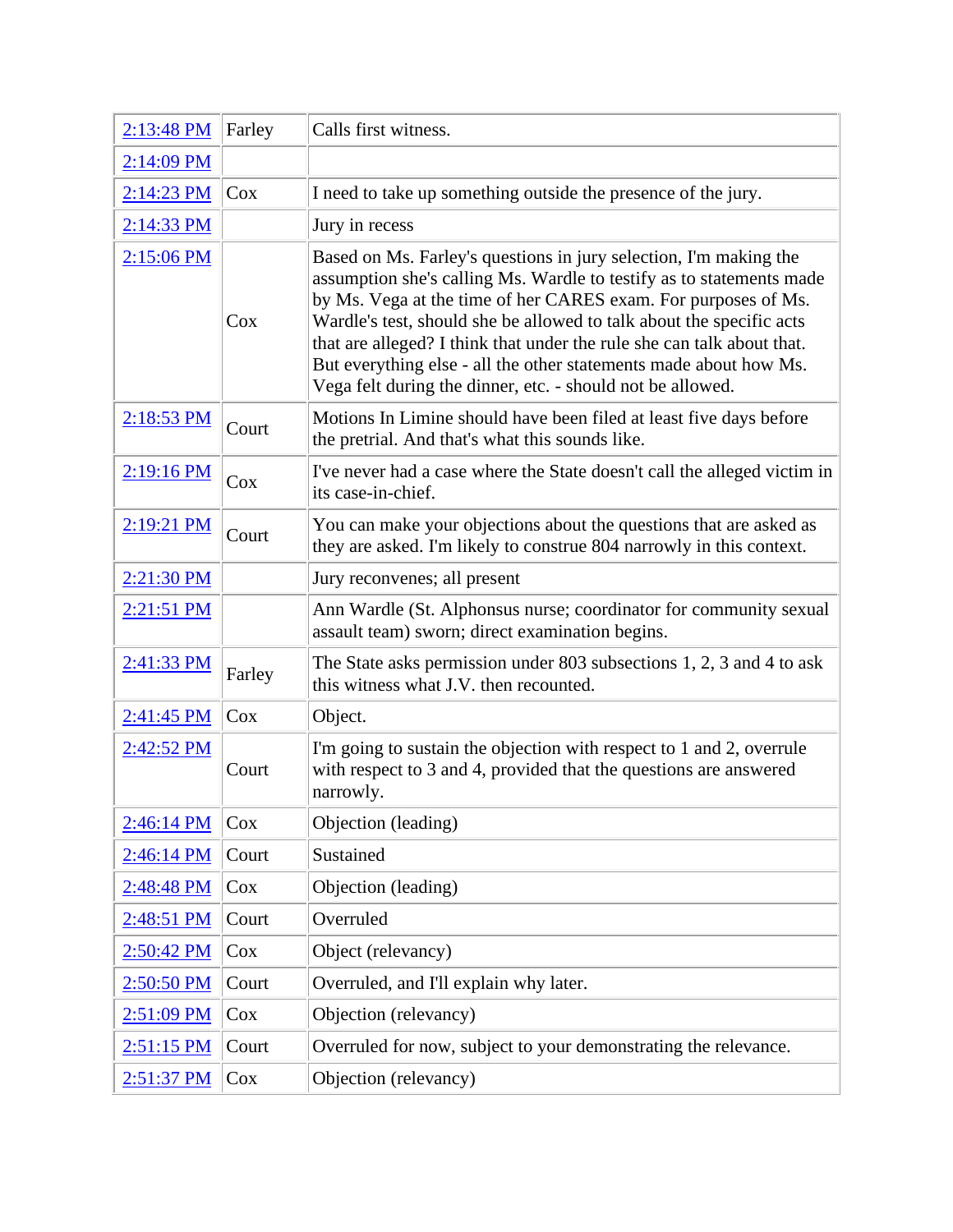| 2:13:48 PM | Farley | Calls first witness. |
|---|---|---|
| 2:14:09 PM | | |
| 2:14:23 PM | Cox | I need to take up something outside the presence of the jury. |
| 2:14:33 PM | | Jury in recess |
| 2:15:06 PM | Cox | Based on Ms. Farley's questions in jury selection, I'm making the assumption she's calling Ms. Wardle to testify as to statements made by Ms. Vega at the time of her CARES exam. For purposes of Ms. Wardle's test, should she be allowed to talk about the specific acts that are alleged? I think that under the rule she can talk about that. But everything else - all the other statements made about how Ms. Vega felt during the dinner, etc. - should not be allowed. |
| 2:18:53 PM | Court | Motions In Limine should have been filed at least five days before the pretrial. And that's what this sounds like. |
| 2:19:16 PM | Cox | I've never had a case where the State doesn't call the alleged victim in its case-in-chief. |
| 2:19:21 PM | Court | You can make your objections about the questions that are asked as they are asked. I'm likely to construe 804 narrowly in this context. |
| 2:21:30 PM | | Jury reconvenes; all present |
| 2:21:51 PM | | Ann Wardle (St. Alphonsus nurse; coordinator for community sexual assault team) sworn; direct examination begins. |
| 2:41:33 PM | Farley | The State asks permission under 803 subsections 1, 2, 3 and 4 to ask this witness what J.V. then recounted. |
| 2:41:45 PM | Cox | Object. |
| 2:42:52 PM | Court | I'm going to sustain the objection with respect to 1 and 2, overrule with respect to 3 and 4, provided that the questions are answered narrowly. |
| 2:46:14 PM | Cox | Objection (leading) |
| 2:46:14 PM | Court | Sustained |
| 2:48:48 PM | Cox | Objection (leading) |
| 2:48:51 PM | Court | Overruled |
| 2:50:42 PM | Cox | Object (relevancy) |
| 2:50:50 PM | Court | Overruled, and I'll explain why later. |
| 2:51:09 PM | Cox | Objection (relevancy) |
| 2:51:15 PM | Court | Overruled for now, subject to your demonstrating the relevance. |
| 2:51:37 PM | Cox | Objection (relevancy) |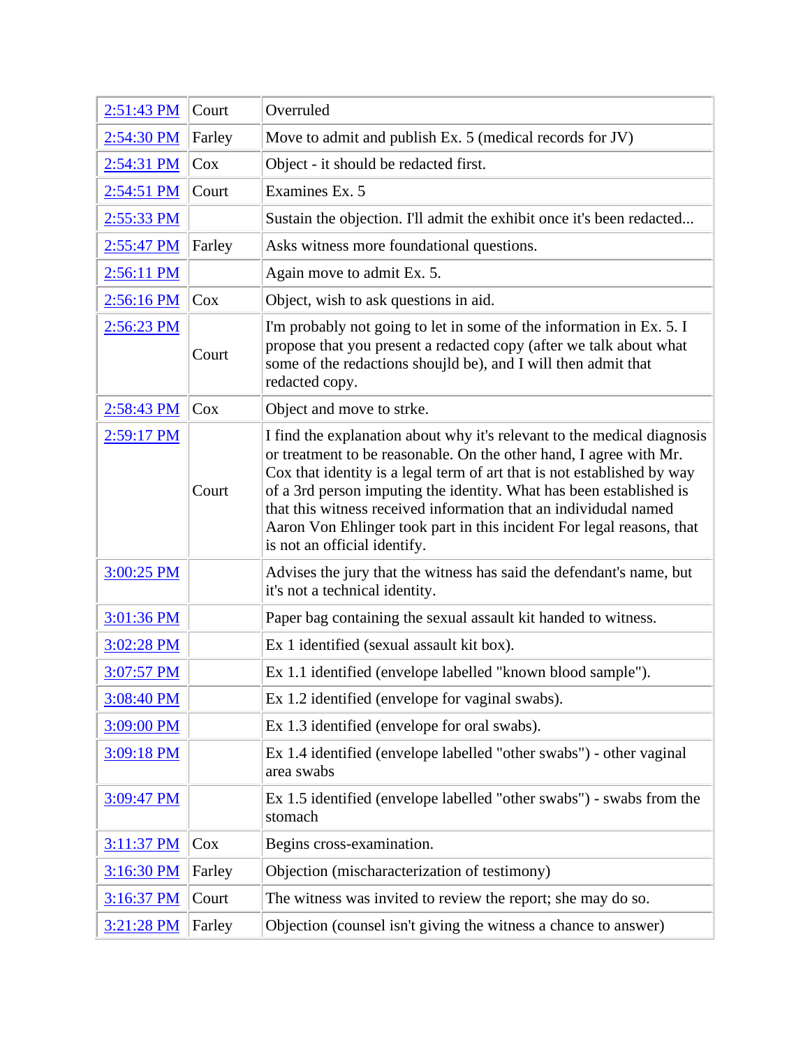| | | |
|---|---|---|
| 2:51:43 PM | Court | Overruled |
| 2:54:30 PM | Farley | Move to admit and publish Ex. 5 (medical records for JV) |
| 2:54:31 PM | Cox | Object - it should be redacted first. |
| 2:54:51 PM | Court | Examines Ex. 5 |
| 2:55:33 PM | | Sustain the objection. I'll admit the exhibit once it's been redacted... |
| 2:55:47 PM | Farley | Asks witness more foundational questions. |
| 2:56:11 PM | | Again move to admit Ex. 5. |
| 2:56:16 PM | Cox | Object, wish to ask questions in aid. |
| 2:56:23 PM | Court | I'm probably not going to let in some of the information in Ex. 5. I propose that you present a redacted copy (after we talk about what some of the redactions shoujld be), and I will then admit that redacted copy. |
| 2:58:43 PM | Cox | Object and move to strke. |
| 2:59:17 PM | Court | I find the explanation about why it's relevant to the medical diagnosis or treatment to be reasonable. On the other hand, I agree with Mr. Cox that identity is a legal term of art that is not established by way of a 3rd person imputing the identity. What has been established is that this witness received information that an individudal named Aaron Von Ehlinger took part in this incident For legal reasons, that is not an official identify. |
| 3:00:25 PM | | Advises the jury that the witness has said the defendant's name, but it's not a technical identity. |
| 3:01:36 PM | | Paper bag containing the sexual assault kit handed to witness. |
| 3:02:28 PM | | Ex 1 identified (sexual assault kit box). |
| 3:07:57 PM | | Ex 1.1 identified (envelope labelled "known blood sample"). |
| 3:08:40 PM | | Ex 1.2 identified (envelope for vaginal swabs). |
| 3:09:00 PM | | Ex 1.3 identified (envelope for oral swabs). |
| 3:09:18 PM | | Ex 1.4 identified (envelope labelled "other swabs") - other vaginal area swabs |
| 3:09:47 PM | | Ex 1.5 identified (envelope labelled "other swabs") - swabs from the stomach |
| 3:11:37 PM | Cox | Begins cross-examination. |
| 3:16:30 PM | Farley | Objection (mischaracterization of testimony) |
| 3:16:37 PM | Court | The witness was invited to review the report; she may do so. |
| 3:21:28 PM | Farley | Objection (counsel isn't giving the witness a chance to answer) |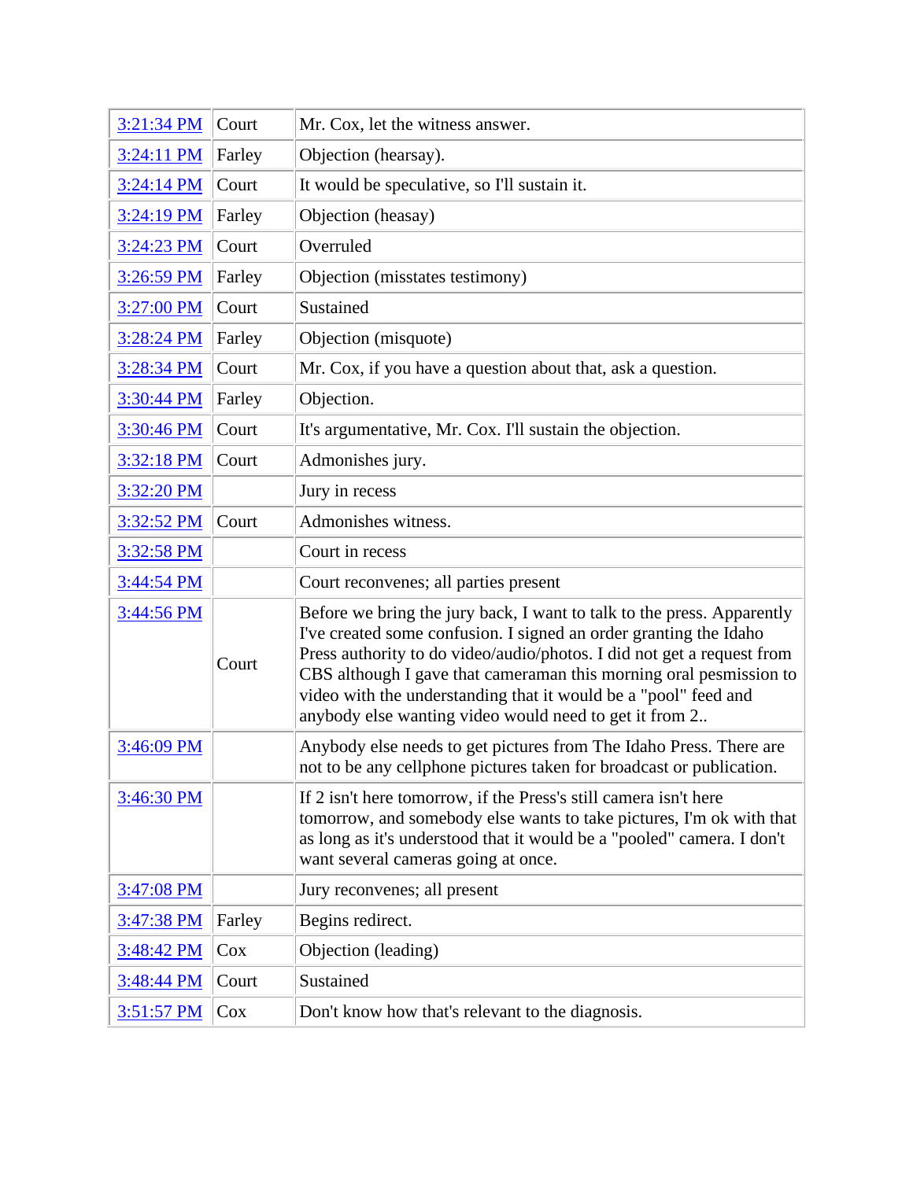| 3:21:34 PM | Court | Mr. Cox, let the witness answer. |
|---|---|---|
| 3:24:11 PM | Farley | Objection (hearsay). |
| 3:24:14 PM | Court | It would be speculative, so I'll sustain it. |
| 3:24:19 PM | Farley | Objection (heasay) |
| 3:24:23 PM | Court | Overruled |
| 3:26:59 PM | Farley | Objection (misstates testimony) |
| 3:27:00 PM | Court | Sustained |
| 3:28:24 PM | Farley | Objection (misquote) |
| 3:28:34 PM | Court | Mr. Cox, if you have a question about that, ask a question. |
| 3:30:44 PM | Farley | Objection. |
| 3:30:46 PM | Court | It's argumentative, Mr. Cox. I'll sustain the objection. |
| 3:32:18 PM | Court | Admonishes jury. |
| 3:32:20 PM | | Jury in recess |
| 3:32:52 PM | Court | Admonishes witness. |
| 3:32:58 PM | | Court in recess |
| 3:44:54 PM | | Court reconvenes; all parties present |
| 3:44:56 PM | Court | Before we bring the jury back, I want to talk to the press. Apparently I've created some confusion. I signed an order granting the Idaho Press authority to do video/audio/photos. I did not get a request from CBS although I gave that cameraman this morning oral pesmission to video with the understanding that it would be a "pool" feed and anybody else wanting video would need to get it from 2.. |
| 3:46:09 PM | | Anybody else needs to get pictures from The Idaho Press. There are not to be any cellphone pictures taken for broadcast or publication. |
| 3:46:30 PM | | If 2 isn't here tomorrow, if the Press's still camera isn't here tomorrow, and somebody else wants to take pictures, I'm ok with that as long as it's understood that it would be a "pooled" camera. I don't want several cameras going at once. |
| 3:47:08 PM | | Jury reconvenes; all present |
| 3:47:38 PM | Farley | Begins redirect. |
| 3:48:42 PM | Cox | Objection (leading) |
| 3:48:44 PM | Court | Sustained |
| 3:51:57 PM | Cox | Don't know how that's relevant to the diagnosis. |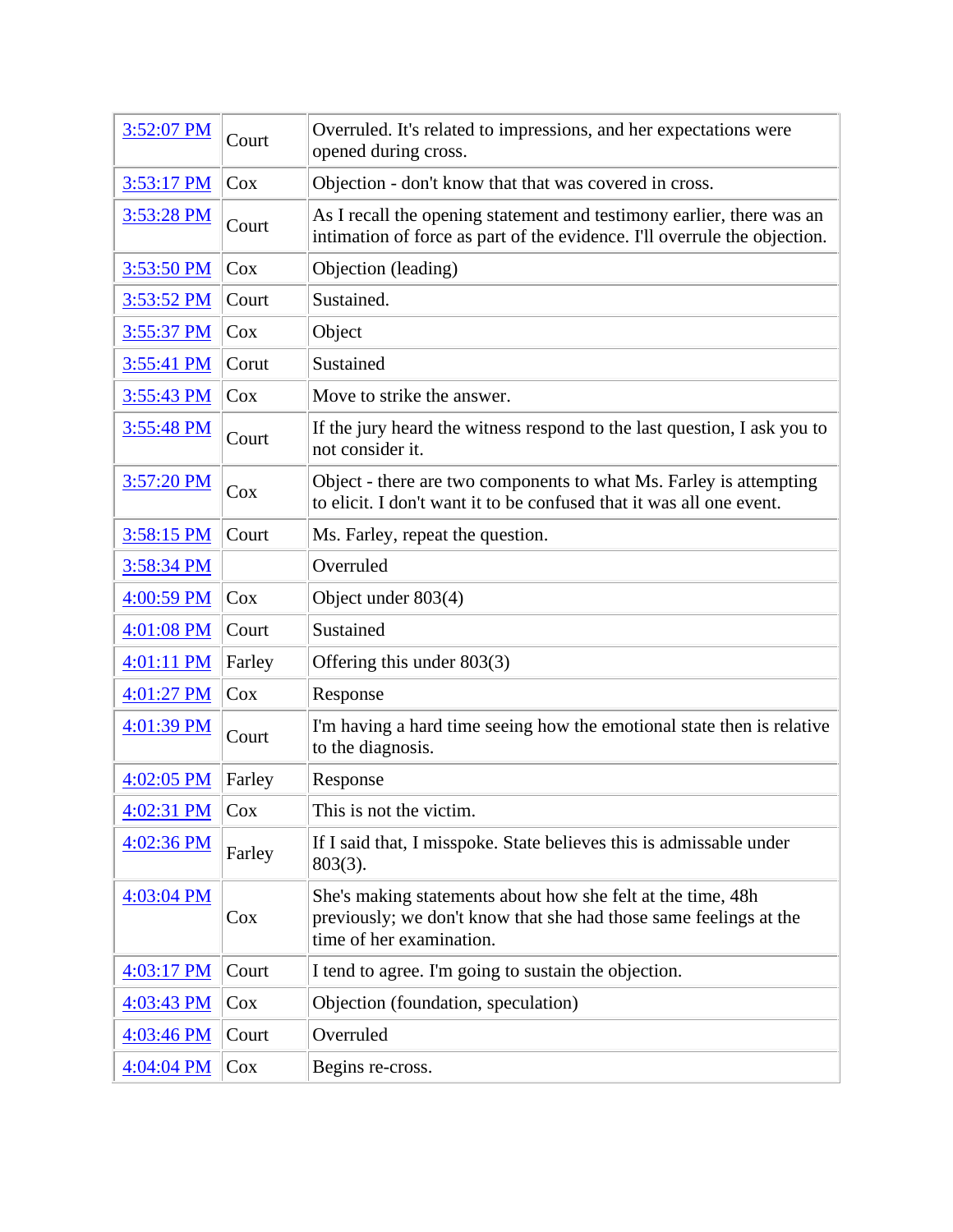| 3:52:07 PM | Court | Overruled. It's related to impressions, and her expectations were opened during cross. |
|---|---|---|
| 3:53:17 PM | Cox | Objection - don't know that that was covered in cross. |
| 3:53:28 PM | Court | As I recall the opening statement and testimony earlier, there was an intimation of force as part of the evidence. I'll overrule the objection. |
| 3:53:50 PM | Cox | Objection (leading) |
| 3:53:52 PM | Court | Sustained. |
| 3:55:37 PM | Cox | Object |
| 3:55:41 PM | Corut | Sustained |
| 3:55:43 PM | Cox | Move to strike the answer. |
| 3:55:48 PM | Court | If the jury heard the witness respond to the last question, I ask you to not consider it. |
| 3:57:20 PM | Cox | Object - there are two components to what Ms. Farley is attempting to elicit. I don't want it to be confused that it was all one event. |
| 3:58:15 PM | Court | Ms. Farley, repeat the question. |
| 3:58:34 PM | | Overruled |
| 4:00:59 PM | Cox | Object under 803(4) |
| 4:01:08 PM | Court | Sustained |
| 4:01:11 PM | Farley | Offering this under 803(3) |
| 4:01:27 PM | Cox | Response |
| 4:01:39 PM | Court | I'm having a hard time seeing how the emotional state then is relative to the diagnosis. |
| 4:02:05 PM | Farley | Response |
| 4:02:31 PM | Cox | This is not the victim. |
| 4:02:36 PM | Farley | If I said that, I misspoke. State believes this is admissable under 803(3). |
| 4:03:04 PM | Cox | She's making statements about how she felt at the time, 48h previously; we don't know that she had those same feelings at the time of her examination. |
| 4:03:17 PM | Court | I tend to agree. I'm going to sustain the objection. |
| 4:03:43 PM | Cox | Objection (foundation, speculation) |
| 4:03:46 PM | Court | Overruled |
| 4:04:04 PM | Cox | Begins re-cross. |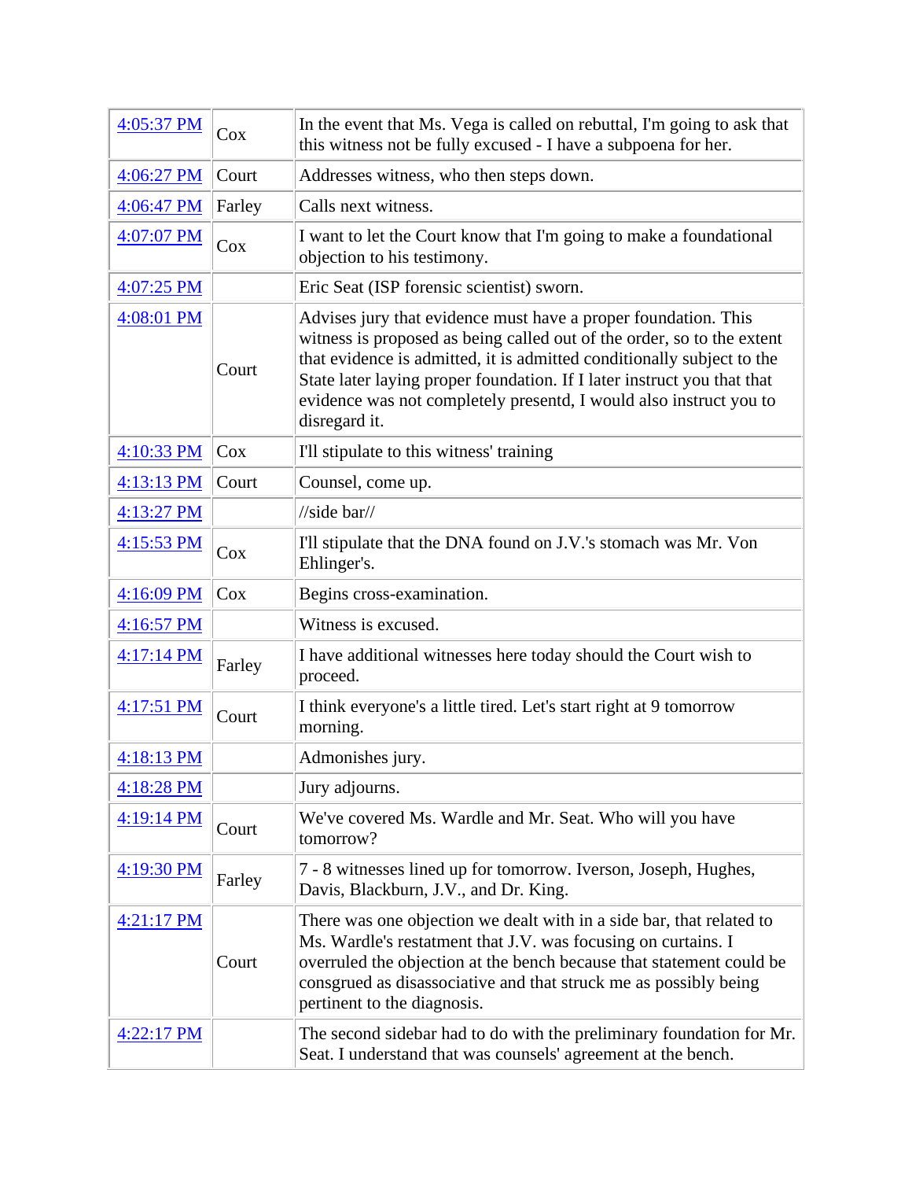| | | |
|---|---|---|
| 4:05:37 PM | Cox | In the event that Ms. Vega is called on rebuttal, I'm going to ask that this witness not be fully excused - I have a subpoena for her. |
| 4:06:27 PM | Court | Addresses witness, who then steps down. |
| 4:06:47 PM | Farley | Calls next witness. |
| 4:07:07 PM | Cox | I want to let the Court know that I'm going to make a foundational objection to his testimony. |
| 4:07:25 PM | | Eric Seat (ISP forensic scientist) sworn. |
| 4:08:01 PM | Court | Advises jury that evidence must have a proper foundation. This witness is proposed as being called out of the order, so to the extent that evidence is admitted, it is admitted conditionally subject to the State later laying proper foundation. If I later instruct you that that evidence was not completely presentd, I would also instruct you to disregard it. |
| 4:10:33 PM | Cox | I'll stipulate to this witness' training |
| 4:13:13 PM | Court | Counsel, come up. |
| 4:13:27 PM | | //side bar// |
| 4:15:53 PM | Cox | I'll stipulate that the DNA found on J.V.'s stomach was Mr. Von Ehlinger's. |
| 4:16:09 PM | Cox | Begins cross-examination. |
| 4:16:57 PM | | Witness is excused. |
| 4:17:14 PM | Farley | I have additional witnesses here today should the Court wish to proceed. |
| 4:17:51 PM | Court | I think everyone's a little tired. Let's start right at 9 tomorrow morning. |
| 4:18:13 PM | | Admonishes jury. |
| 4:18:28 PM | | Jury adjourns. |
| 4:19:14 PM | Court | We've covered Ms. Wardle and Mr. Seat. Who will you have tomorrow? |
| 4:19:30 PM | Farley | 7 - 8 witnesses lined up for tomorrow. Iverson, Joseph, Hughes, Davis, Blackburn, J.V., and Dr. King. |
| 4:21:17 PM | Court | There was one objection we dealt with in a side bar, that related to Ms. Wardle's restatment that J.V. was focusing on curtains. I overruled the objection at the bench because that statement could be consgrued as disassociative and that struck me as possibly being pertinent to the diagnosis. |
| 4:22:17 PM | | The second sidebar had to do with the preliminary foundation for Mr. Seat. I understand that was counsels' agreement at the bench. |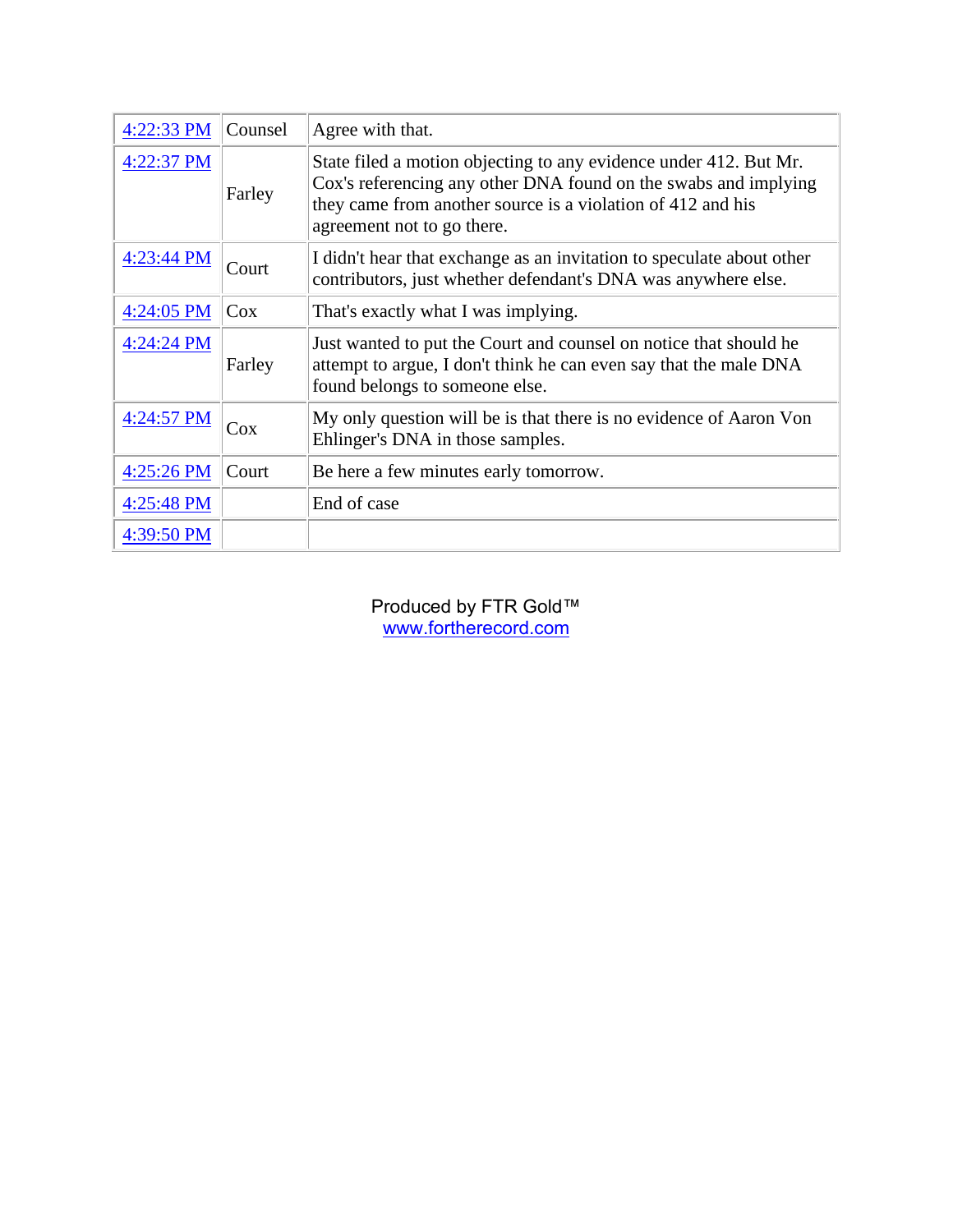| | | |
|---|---|---|
| 4:22:33 PM | Counsel | Agree with that. |
| 4:22:37 PM | Farley | State filed a motion objecting to any evidence under 412. But Mr. Cox's referencing any other DNA found on the swabs and implying they came from another source is a violation of 412 and his agreement not to go there. |
| 4:23:44 PM | Court | I didn't hear that exchange as an invitation to speculate about other contributors, just whether defendant's DNA was anywhere else. |
| 4:24:05 PM | Cox | That's exactly what I was implying. |
| 4:24:24 PM | Farley | Just wanted to put the Court and counsel on notice that should he attempt to argue, I don't think he can even say that the male DNA found belongs to someone else. |
| 4:24:57 PM | Cox | My only question will be is that there is no evidence of Aaron Von Ehlinger's DNA in those samples. |
| 4:25:26 PM | Court | Be here a few minutes early tomorrow. |
| 4:25:48 PM | | End of case |
| 4:39:50 PM | | |

Produced by FTR Gold™
www.fortherecord.com